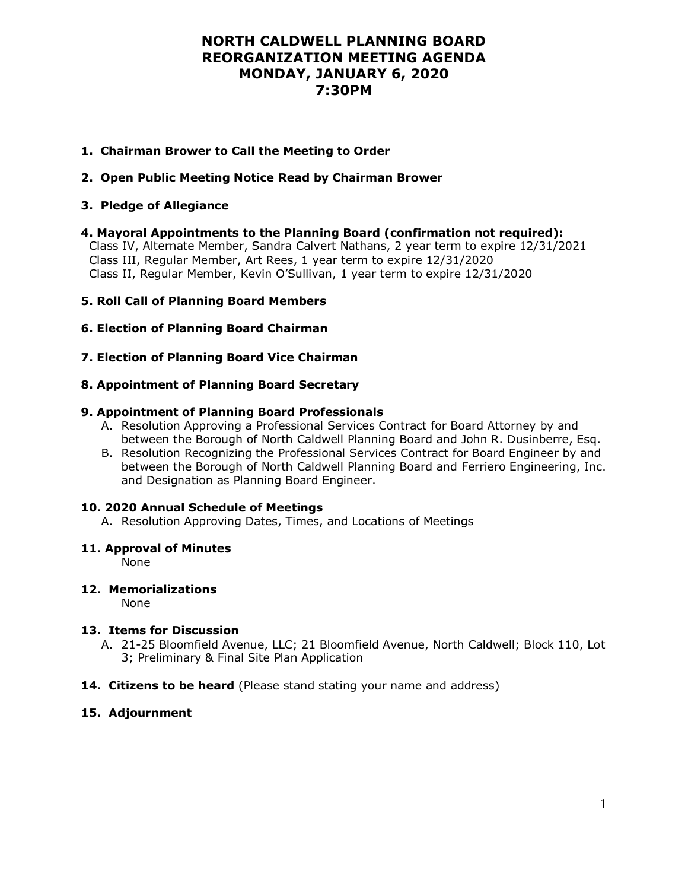# NORTH CALDWELL PLANNING BOARD REORGANIZATION MEETING AGENDA MONDAY, JANUARY 6, 2020 7:30PM

**1. Chairman Brower to Call the Meeting to Order**

**2. Open Public Meeting Notice Read by Chairman Brower**

**3. Pledge of Allegiance**

**4. Mayoral Appointments to the Planning Board (confirmation not required):**

Class IV, Alternate Member, Sandra Calvert Nathans, 2 year term to expire 12/31/2021
Class III, Regular Member, Art Rees, 1 year term to expire 12/31/2020
Class II, Regular Member, Kevin O'Sullivan, 1 year term to expire 12/31/2020

**5. Roll Call of Planning Board Members**

**6. Election of Planning Board Chairman**

**7. Election of Planning Board Vice Chairman**

**8. Appointment of Planning Board Secretary**

**9. Appointment of Planning Board Professionals**

A. Resolution Approving a Professional Services Contract for Board Attorney by and between the Borough of North Caldwell Planning Board and John R. Dusinberre, Esq.
B. Resolution Recognizing the Professional Services Contract for Board Engineer by and between the Borough of North Caldwell Planning Board and Ferriero Engineering, Inc. and Designation as Planning Board Engineer.

**10. 2020 Annual Schedule of Meetings**

A. Resolution Approving Dates, Times, and Locations of Meetings

**11. Approval of Minutes**

None

**12. Memorializations**

None

**13. Items for Discussion**

A. 21-25 Bloomfield Avenue, LLC; 21 Bloomfield Avenue, North Caldwell; Block 110, Lot 3; Preliminary & Final Site Plan Application

**14. Citizens to be heard** (Please stand stating your name and address)

**15. Adjournment**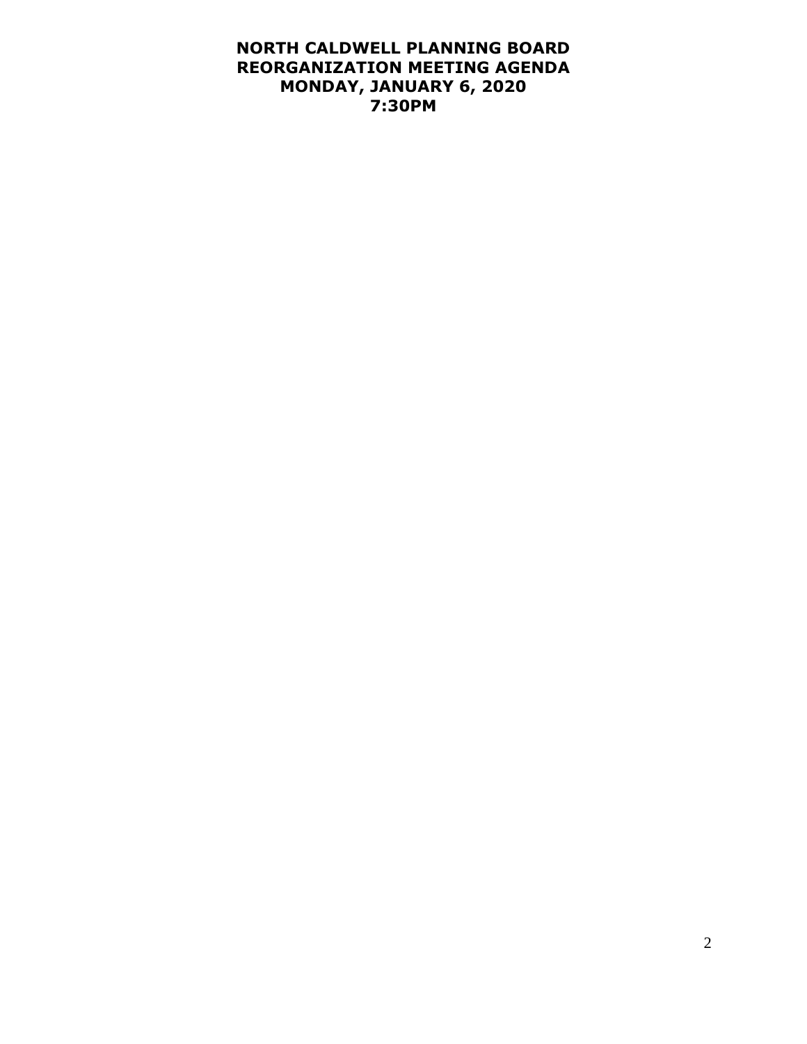**NORTH CALDWELL PLANNING BOARD**
**REORGANIZATION MEETING AGENDA**
**MONDAY, JANUARY 6, 2020**
**7:30PM**